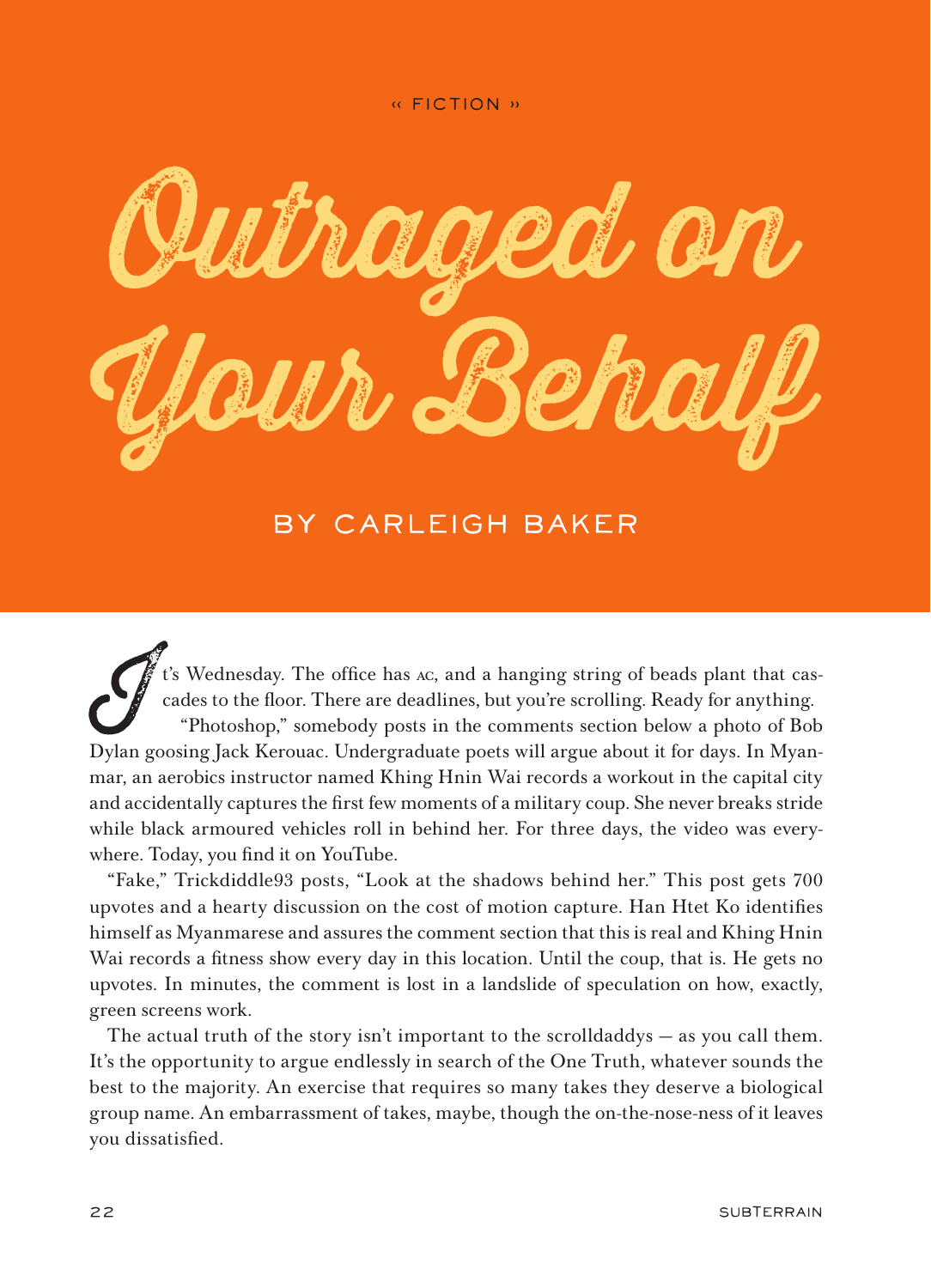« FICTION »

# Outraged on Your Behalf

## BY CARLEIGH BAKER

It's Wednesday. The office has AC, and a hanging string of beads plant that cascades to the floor. There are deadlines, but you're scrolling. Ready for anything.

"Photoshop," somebody posts in the comments section below a photo of Bob Dylan goosing Jack Kerouac. Undergraduate poets will argue about it for days. In Myanmar, an aerobics instructor named Khing Hnin Wai records a workout in the capital city and accidentally captures the first few moments of a military coup. She never breaks stride while black armoured vehicles roll in behind her. For three days, the video was everywhere. Today, you find it on YouTube.

"Fake," Trickdiddle93 posts, "Look at the shadows behind her." This post gets 700 upvotes and a hearty discussion on the cost of motion capture. Han Htet Ko identifies himself as Myanmarese and assures the comment section that this is real and Khing Hnin Wai records a fitness show every day in this location. Until the coup, that is. He gets no upvotes. In minutes, the comment is lost in a landslide of speculation on how, exactly, green screens work.

The actual truth of the story isn't important to the scrolldaddys — as you call them. It's the opportunity to argue endlessly in search of the One Truth, whatever sounds the best to the majority. An exercise that requires so many takes they deserve a biological group name. An embarrassment of takes, maybe, though the on-the-nose-ness of it leaves you dissatisfied.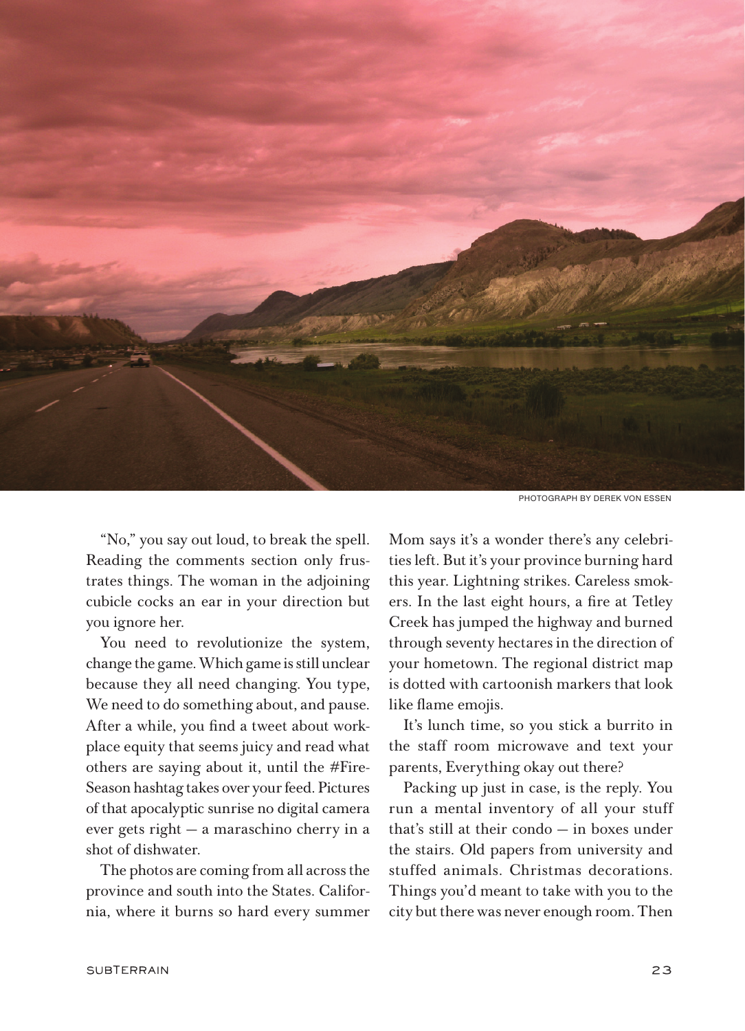PHOTOGRAPH BY DEREK VON ESSEN

"No," you say out loud, to break the spell. Reading the comments section only frustrates things. The woman in the adjoining cubicle cocks an ear in your direction but you ignore her.

You need to revolutionize the system, change the game. Which game is still unclear because they all need changing. You type, We need to do something about, and pause. After a while, you find a tweet about workplace equity that seems juicy and read what others are saying about it, until the #FireSeason hashtag takes over your feed. Pictures of that apocalyptic sunrise no digital camera ever gets right — a maraschino cherry in a shot of dishwater.

The photos are coming from all across the province and south into the States. California, where it burns so hard every summer Mom says it's a wonder there's any celebrities left. But it's your province burning hard this year. Lightning strikes. Careless smokers. In the last eight hours, a fire at Tetley Creek has jumped the highway and burned through seventy hectares in the direction of your hometown. The regional district map is dotted with cartoonish markers that look like flame emojis.

It's lunch time, so you stick a burrito in the staff room microwave and text your parents, Everything okay out there?

Packing up just in case, is the reply. You run a mental inventory of all your stuff that's still at their condo — in boxes under the stairs. Old papers from university and stuffed animals. Christmas decorations. Things you'd meant to take with you to the city but there was never enough room. Then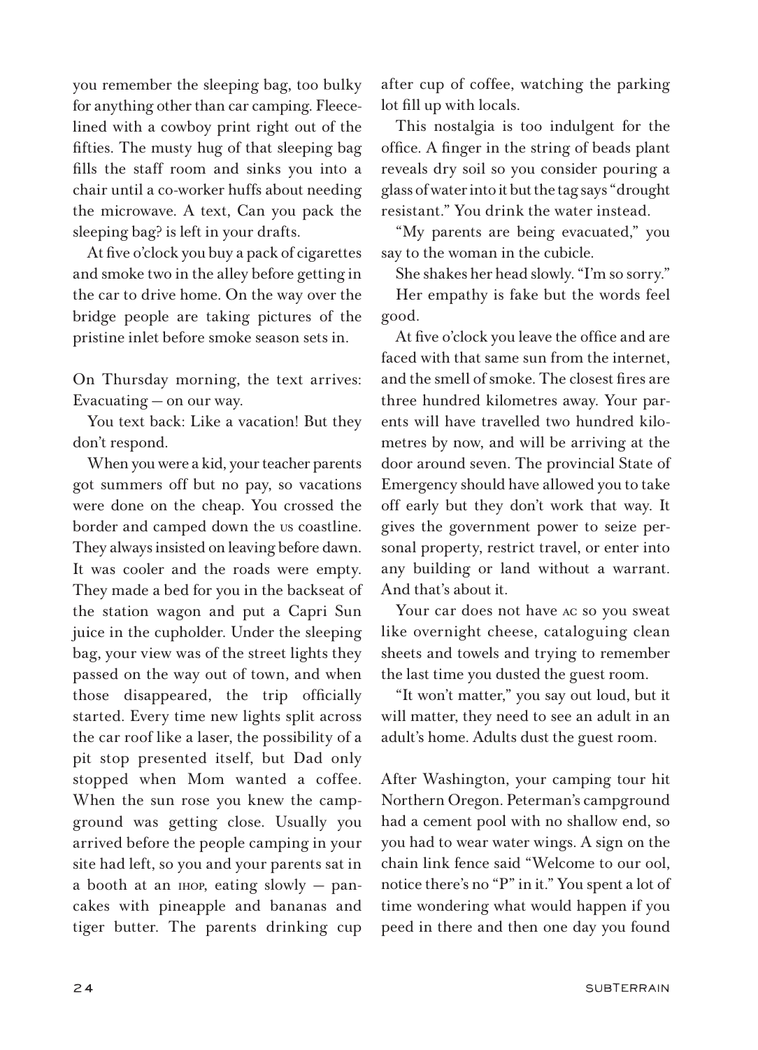you remember the sleeping bag, too bulky for anything other than car camping. Fleece-lined with a cowboy print right out of the fifties. The musty hug of that sleeping bag fills the staff room and sinks you into a chair until a co-worker huffs about needing the microwave. A text, Can you pack the sleeping bag? is left in your drafts.

At five o'clock you buy a pack of cigarettes and smoke two in the alley before getting in the car to drive home. On the way over the bridge people are taking pictures of the pristine inlet before smoke season sets in.

On Thursday morning, the text arrives: Evacuating — on our way.

You text back: Like a vacation! But they don't respond.

When you were a kid, your teacher parents got summers off but no pay, so vacations were done on the cheap. You crossed the border and camped down the US coastline. They always insisted on leaving before dawn. It was cooler and the roads were empty. They made a bed for you in the backseat of the station wagon and put a Capri Sun juice in the cupholder. Under the sleeping bag, your view was of the street lights they passed on the way out of town, and when those disappeared, the trip officially started. Every time new lights split across the car roof like a laser, the possibility of a pit stop presented itself, but Dad only stopped when Mom wanted a coffee. When the sun rose you knew the campground was getting close. Usually you arrived before the people camping in your site had left, so you and your parents sat in a booth at an IHOP, eating slowly — pancakes with pineapple and bananas and tiger butter. The parents drinking cup after cup of coffee, watching the parking lot fill up with locals.

This nostalgia is too indulgent for the office. A finger in the string of beads plant reveals dry soil so you consider pouring a glass of water into it but the tag says "drought resistant." You drink the water instead.

"My parents are being evacuated," you say to the woman in the cubicle.

She shakes her head slowly. "I'm so sorry."

Her empathy is fake but the words feel good.

At five o'clock you leave the office and are faced with that same sun from the internet, and the smell of smoke. The closest fires are three hundred kilometres away. Your parents will have travelled two hundred kilometres by now, and will be arriving at the door around seven. The provincial State of Emergency should have allowed you to take off early but they don't work that way. It gives the government power to seize personal property, restrict travel, or enter into any building or land without a warrant. And that's about it.

Your car does not have AC so you sweat like overnight cheese, cataloguing clean sheets and towels and trying to remember the last time you dusted the guest room.

"It won't matter," you say out loud, but it will matter, they need to see an adult in an adult's home. Adults dust the guest room.

After Washington, your camping tour hit Northern Oregon. Peterman's campground had a cement pool with no shallow end, so you had to wear water wings. A sign on the chain link fence said "Welcome to our ool, notice there's no "P" in it." You spent a lot of time wondering what would happen if you peed in there and then one day you found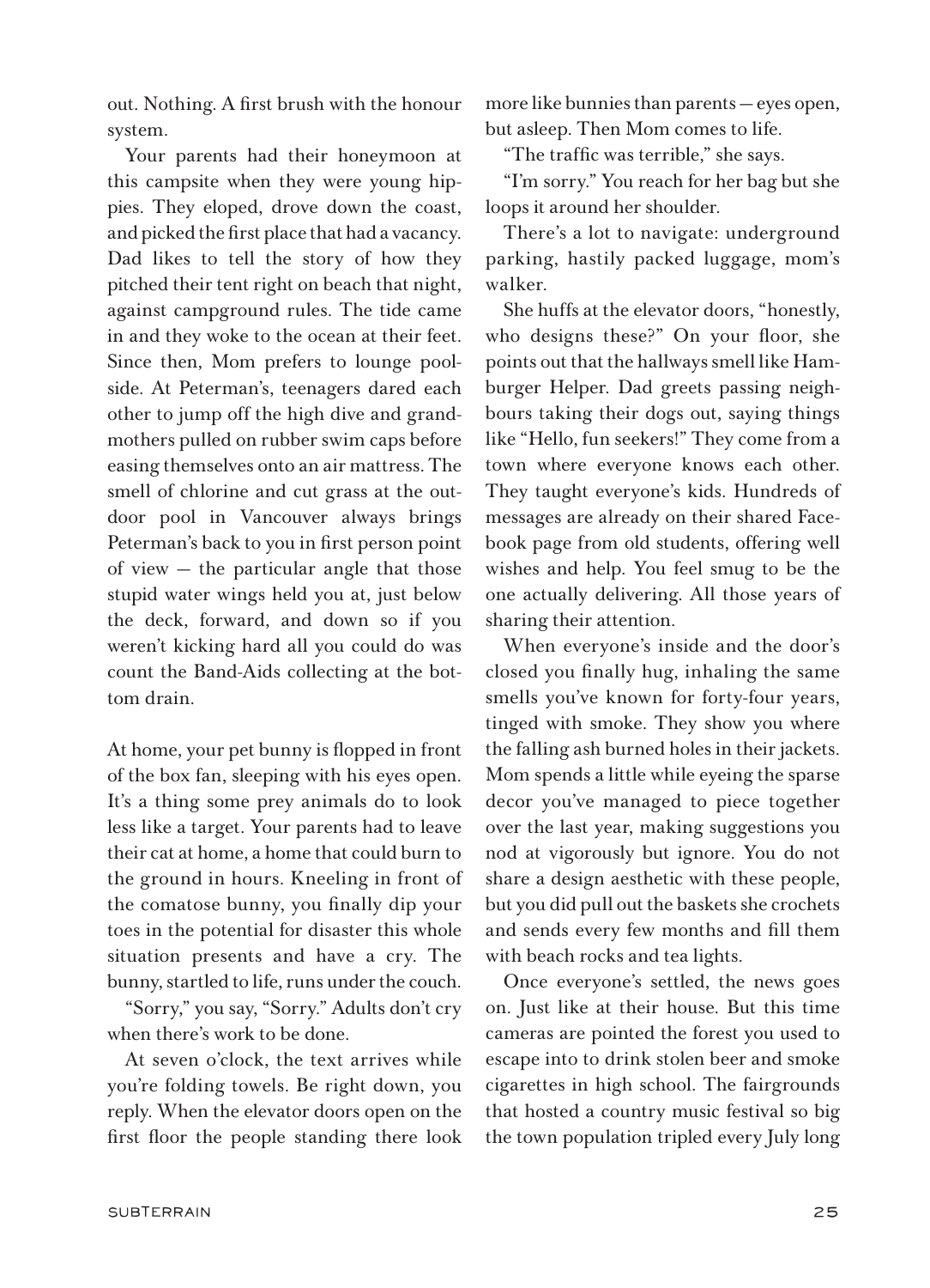out. Nothing. A first brush with the honour system.

Your parents had their honeymoon at this campsite when they were young hippies. They eloped, drove down the coast, and picked the first place that had a vacancy. Dad likes to tell the story of how they pitched their tent right on beach that night, against campground rules. The tide came in and they woke to the ocean at their feet. Since then, Mom prefers to lounge poolside. At Peterman's, teenagers dared each other to jump off the high dive and grandmothers pulled on rubber swim caps before easing themselves onto an air mattress. The smell of chlorine and cut grass at the outdoor pool in Vancouver always brings Peterman's back to you in first person point of view — the particular angle that those stupid water wings held you at, just below the deck, forward, and down so if you weren't kicking hard all you could do was count the Band-Aids collecting at the bottom drain.

At home, your pet bunny is flopped in front of the box fan, sleeping with his eyes open. It's a thing some prey animals do to look less like a target. Your parents had to leave their cat at home, a home that could burn to the ground in hours. Kneeling in front of the comatose bunny, you finally dip your toes in the potential for disaster this whole situation presents and have a cry. The bunny, startled to life, runs under the couch.

"Sorry," you say, "Sorry." Adults don't cry when there's work to be done.

At seven o'clock, the text arrives while you're folding towels. Be right down, you reply. When the elevator doors open on the first floor the people standing there look more like bunnies than parents — eyes open, but asleep. Then Mom comes to life.

"The traffic was terrible," she says.

"I'm sorry." You reach for her bag but she loops it around her shoulder.

There's a lot to navigate: underground parking, hastily packed luggage, mom's walker.

She huffs at the elevator doors, "honestly, who designs these?" On your floor, she points out that the hallways smell like Hamburger Helper. Dad greets passing neighbours taking their dogs out, saying things like "Hello, fun seekers!" They come from a town where everyone knows each other. They taught everyone's kids. Hundreds of messages are already on their shared Facebook page from old students, offering well wishes and help. You feel smug to be the one actually delivering. All those years of sharing their attention.

When everyone's inside and the door's closed you finally hug, inhaling the same smells you've known for forty-four years, tinged with smoke. They show you where the falling ash burned holes in their jackets. Mom spends a little while eyeing the sparse decor you've managed to piece together over the last year, making suggestions you nod at vigorously but ignore. You do not share a design aesthetic with these people, but you did pull out the baskets she crochets and sends every few months and fill them with beach rocks and tea lights.

Once everyone's settled, the news goes on. Just like at their house. But this time cameras are pointed the forest you used to escape into to drink stolen beer and smoke cigarettes in high school. The fairgrounds that hosted a country music festival so big the town population tripled every July long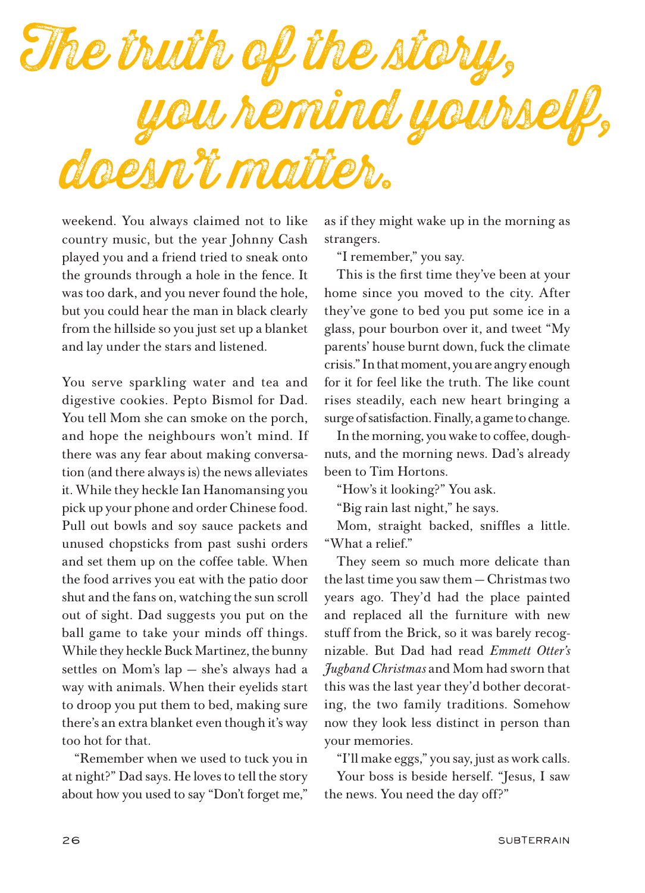# The truth of the story, you remind yourself, doesn't matter.

weekend. You always claimed not to like country music, but the year Johnny Cash played you and a friend tried to sneak onto the grounds through a hole in the fence. It was too dark, and you never found the hole, but you could hear the man in black clearly from the hillside so you just set up a blanket and lay under the stars and listened.

You serve sparkling water and tea and digestive cookies. Pepto Bismol for Dad. You tell Mom she can smoke on the porch, and hope the neighbours won't mind. If there was any fear about making conversation (and there always is) the news alleviates it. While they heckle Ian Hanomansing you pick up your phone and order Chinese food. Pull out bowls and soy sauce packets and unused chopsticks from past sushi orders and set them up on the coffee table. When the food arrives you eat with the patio door shut and the fans on, watching the sun scroll out of sight. Dad suggests you put on the ball game to take your minds off things. While they heckle Buck Martinez, the bunny settles on Mom's lap — she's always had a way with animals. When their eyelids start to droop you put them to bed, making sure there's an extra blanket even though it's way too hot for that.

"Remember when we used to tuck you in at night?" Dad says. He loves to tell the story about how you used to say "Don't forget me," as if they might wake up in the morning as strangers.

"I remember," you say.

This is the first time they've been at your home since you moved to the city. After they've gone to bed you put some ice in a glass, pour bourbon over it, and tweet "My parents' house burnt down, fuck the climate crisis." In that moment, you are angry enough for it for feel like the truth. The like count rises steadily, each new heart bringing a surge of satisfaction. Finally, a game to change.

In the morning, you wake to coffee, doughnuts, and the morning news. Dad's already been to Tim Hortons.

"How's it looking?" You ask.

"Big rain last night," he says.

Mom, straight backed, sniffles a little. "What a relief."

They seem so much more delicate than the last time you saw them — Christmas two years ago. They'd had the place painted and replaced all the furniture with new stuff from the Brick, so it was barely recognizable. But Dad had read *Emmett Otter's Jugband Christmas* and Mom had sworn that this was the last year they'd bother decorating, the two family traditions. Somehow now they look less distinct in person than your memories.

"I'll make eggs," you say, just as work calls.

Your boss is beside herself. "Jesus, I saw the news. You need the day off?"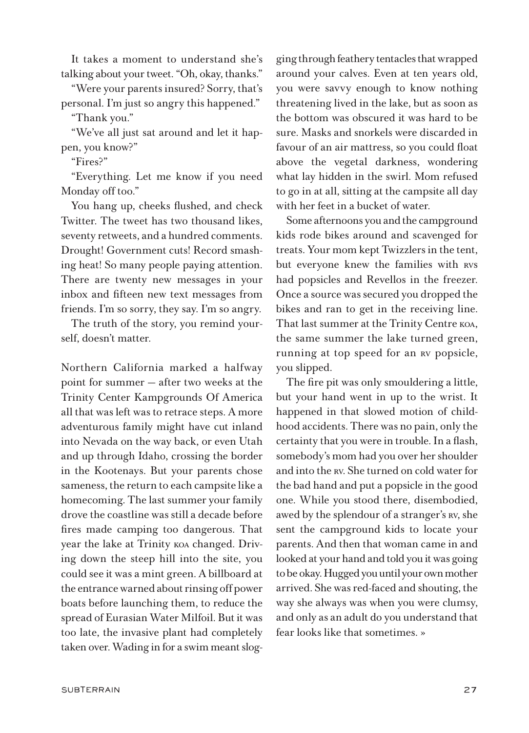It takes a moment to understand she's talking about your tweet. "Oh, okay, thanks."

"Were your parents insured? Sorry, that's personal. I'm just so angry this happened."

"Thank you."

"We've all just sat around and let it happen, you know?"

"Fires?"

"Everything. Let me know if you need Monday off too."

You hang up, cheeks flushed, and check Twitter. The tweet has two thousand likes, seventy retweets, and a hundred comments. Drought! Government cuts! Record smashing heat! So many people paying attention. There are twenty new messages in your inbox and fifteen new text messages from friends. I'm so sorry, they say. I'm so angry.

The truth of the story, you remind yourself, doesn't matter.

Northern California marked a halfway point for summer — after two weeks at the Trinity Center Kampgrounds Of America all that was left was to retrace steps. A more adventurous family might have cut inland into Nevada on the way back, or even Utah and up through Idaho, crossing the border in the Kootenays. But your parents chose sameness, the return to each campsite like a homecoming. The last summer your family drove the coastline was still a decade before fires made camping too dangerous. That year the lake at Trinity KOA changed. Driving down the steep hill into the site, you could see it was a mint green. A billboard at the entrance warned about rinsing off power boats before launching them, to reduce the spread of Eurasian Water Milfoil. But it was too late, the invasive plant had completely taken over. Wading in for a swim meant slogging through feathery tentacles that wrapped around your calves. Even at ten years old, you were savvy enough to know nothing threatening lived in the lake, but as soon as the bottom was obscured it was hard to be sure. Masks and snorkels were discarded in favour of an air mattress, so you could float above the vegetal darkness, wondering what lay hidden in the swirl. Mom refused to go in at all, sitting at the campsite all day with her feet in a bucket of water.

Some afternoons you and the campground kids rode bikes around and scavenged for treats. Your mom kept Twizzlers in the tent, but everyone knew the families with RVS had popsicles and Revellos in the freezer. Once a source was secured you dropped the bikes and ran to get in the receiving line. That last summer at the Trinity Centre KOA, the same summer the lake turned green, running at top speed for an RV popsicle, you slipped.

The fire pit was only smouldering a little, but your hand went in up to the wrist. It happened in that slowed motion of childhood accidents. There was no pain, only the certainty that you were in trouble. In a flash, somebody's mom had you over her shoulder and into the RV. She turned on cold water for the bad hand and put a popsicle in the good one. While you stood there, disembodied, awed by the splendour of a stranger's RV, she sent the campground kids to locate your parents. And then that woman came in and looked at your hand and told you it was going to be okay. Hugged you until your own mother arrived. She was red-faced and shouting, the way she always was when you were clumsy, and only as an adult do you understand that fear looks like that sometimes. »